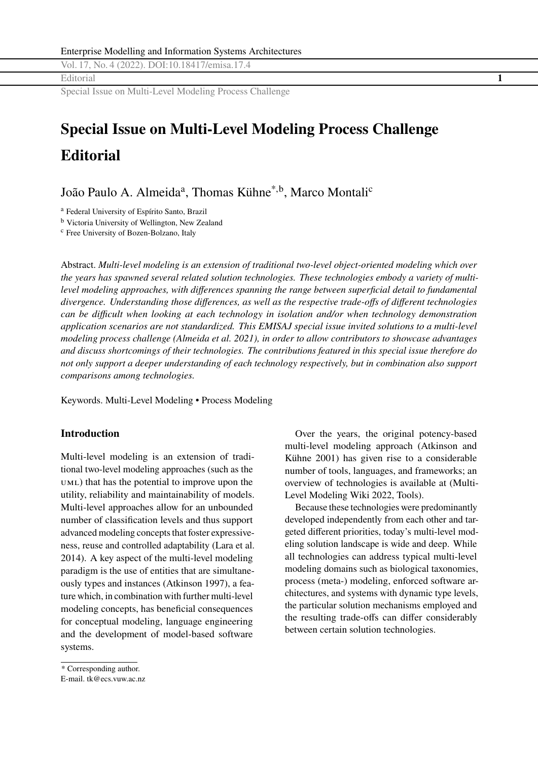# Special Issue on Multi-Level Modeling Process Challenge

# Editorial

João Paulo A. Almeida[a], Thomas Kühne[*,b], Marco Montali[c]

[a] Federal University of Espírito Santo, Brazil

[b] Victoria University of Wellington, New Zealand

[c] Free University of Bozen-Bolzano, Italy

Abstract. *Multi-level modeling is an extension of traditional two-level object-oriented modeling which over the years has spawned several related solution technologies. These technologies embody a variety of multi-level modeling approaches, with differences spanning the range between superficial detail to fundamental divergence. Understanding those differences, as well as the respective trade-offs of different technologies can be difficult when looking at each technology in isolation and/or when technology demonstration application scenarios are not standardized. This EMISAJ special issue invited solutions to a multi-level modeling process challenge (Almeida et al. 2021), in order to allow contributors to showcase advantages and discuss shortcomings of their technologies. The contributions featured in this special issue therefore do not only support a deeper understanding of each technology respectively, but in combination also support comparisons among technologies.*

Keywords. Multi-Level Modeling • Process Modeling

## Introduction

Multi-level modeling is an extension of traditional two-level modeling approaches (such as the UML) that has the potential to improve upon the utility, reliability and maintainability of models. Multi-level approaches allow for an unbounded number of classification levels and thus support advanced modeling concepts that foster expressiveness, reuse and controlled adaptability (Lara et al. 2014). A key aspect of the multi-level modeling paradigm is the use of entities that are simultaneously types and instances (Atkinson 1997), a feature which, in combination with further multi-level modeling concepts, has beneficial consequences for conceptual modeling, language engineering and the development of model-based software systems.

Over the years, the original potency-based multi-level modeling approach (Atkinson and Kühne 2001) has given rise to a considerable number of tools, languages, and frameworks; an overview of technologies is available at (Multi-Level Modeling Wiki 2022, Tools).

Because these technologies were predominantly developed independently from each other and targeted different priorities, today's multi-level modeling solution landscape is wide and deep. While all technologies can address typical multi-level modeling domains such as biological taxonomies, process (meta-) modeling, enforced software architectures, and systems with dynamic type levels, the particular solution mechanisms employed and the resulting trade-offs can differ considerably between certain solution technologies.

---

\* Corresponding author.
E-mail. tk@ecs.vuw.ac.nz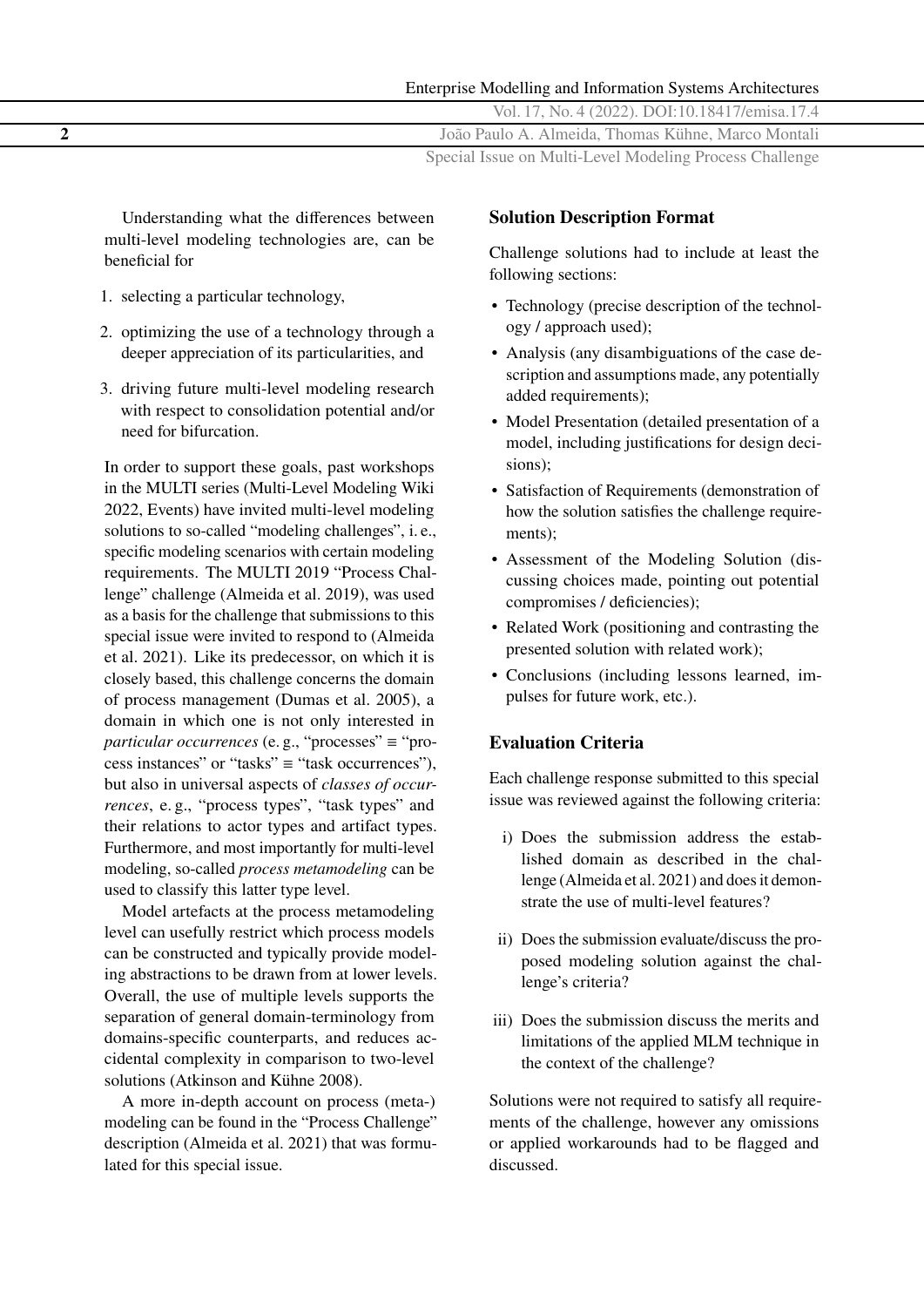Understanding what the differences between multi-level modeling technologies are, can be beneficial for

1. selecting a particular technology,
2. optimizing the use of a technology through a deeper appreciation of its particularities, and
3. driving future multi-level modeling research with respect to consolidation potential and/or need for bifurcation.

In order to support these goals, past workshops in the MULTI series (Multi-Level Modeling Wiki 2022, Events) have invited multi-level modeling solutions to so-called "modeling challenges", i. e., specific modeling scenarios with certain modeling requirements. The MULTI 2019 "Process Challenge" challenge (Almeida et al. 2019), was used as a basis for the challenge that submissions to this special issue were invited to respond to (Almeida et al. 2021). Like its predecessor, on which it is closely based, this challenge concerns the domain of process management (Dumas et al. 2005), a domain in which one is not only interested in *particular occurrences* (e. g., "processes" ≡ "process instances" or "tasks" ≡ "task occurrences"), but also in universal aspects of *classes of occurrences*, e. g., "process types", "task types" and their relations to actor types and artifact types. Furthermore, and most importantly for multi-level modeling, so-called *process metamodeling* can be used to classify this latter type level.

Model artefacts at the process metamodeling level can usefully restrict which process models can be constructed and typically provide modeling abstractions to be drawn from at lower levels. Overall, the use of multiple levels supports the separation of general domain-terminology from domains-specific counterparts, and reduces accidental complexity in comparison to two-level solutions (Atkinson and Kühne 2008).

A more in-depth account on process (meta-) modeling can be found in the "Process Challenge" description (Almeida et al. 2021) that was formulated for this special issue.

## Solution Description Format

Challenge solutions had to include at least the following sections:

- Technology (precise description of the technology / approach used);
- Analysis (any disambiguations of the case description and assumptions made, any potentially added requirements);
- Model Presentation (detailed presentation of a model, including justifications for design decisions);
- Satisfaction of Requirements (demonstration of how the solution satisfies the challenge requirements);
- Assessment of the Modeling Solution (discussing choices made, pointing out potential compromises / deficiencies);
- Related Work (positioning and contrasting the presented solution with related work);
- Conclusions (including lessons learned, impulses for future work, etc.).

## Evaluation Criteria

Each challenge response submitted to this special issue was reviewed against the following criteria:

i) Does the submission address the established domain as described in the challenge (Almeida et al. 2021) and does it demonstrate the use of multi-level features?

ii) Does the submission evaluate/discuss the proposed modeling solution against the challenge's criteria?

iii) Does the submission discuss the merits and limitations of the applied MLM technique in the context of the challenge?

Solutions were not required to satisfy all requirements of the challenge, however any omissions or applied workarounds had to be flagged and discussed.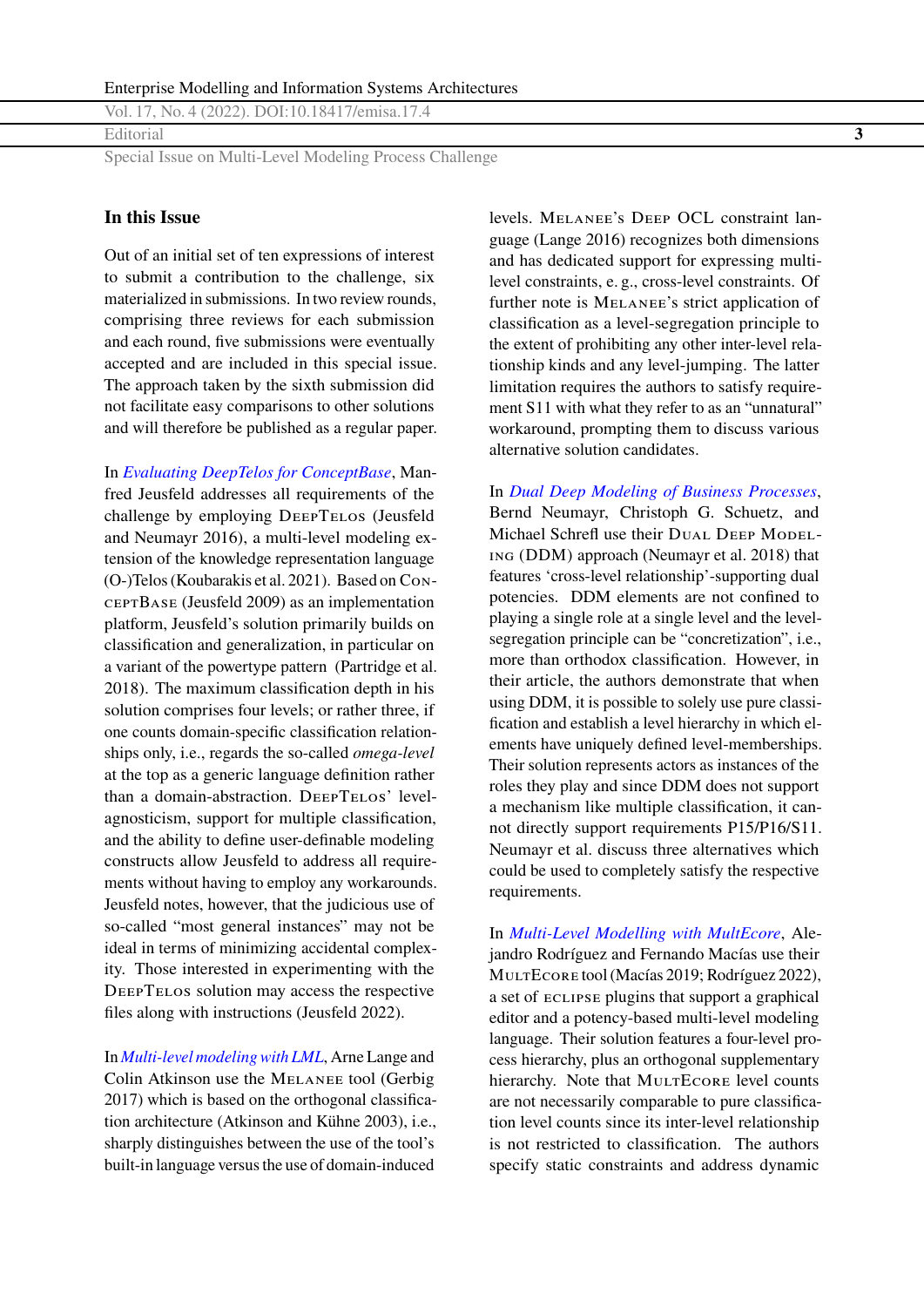## In this Issue

Out of an initial set of ten expressions of interest to submit a contribution to the challenge, six materialized in submissions. In two review rounds, comprising three reviews for each submission and each round, five submissions were eventually accepted and are included in this special issue. The approach taken by the sixth submission did not facilitate easy comparisons to other solutions and will therefore be published as a regular paper.

In *Evaluating DeepTelos for ConceptBase*, Manfred Jeusfeld addresses all requirements of the challenge by employing DeepTelos (Jeusfeld and Neumayr 2016), a multi-level modeling extension of the knowledge representation language (O-)Telos (Koubarakis et al. 2021). Based on ConceptBase (Jeusfeld 2009) as an implementation platform, Jeusfeld's solution primarily builds on classification and generalization, in particular on a variant of the powertype pattern (Partridge et al. 2018). The maximum classification depth in his solution comprises four levels; or rather three, if one counts domain-specific classification relationships only, i.e., regards the so-called *omega-level* at the top as a generic language definition rather than a domain-abstraction. DeepTelos' level-agnosticism, support for multiple classification, and the ability to define user-definable modeling constructs allow Jeusfeld to address all requirements without having to employ any workarounds. Jeusfeld notes, however, that the judicious use of so-called "most general instances" may not be ideal in terms of minimizing accidental complexity. Those interested in experimenting with the DeepTelos solution may access the respective files along with instructions (Jeusfeld 2022).

In *Multi-level modeling with LML*, Arne Lange and Colin Atkinson use the Melanee tool (Gerbig 2017) which is based on the orthogonal classification architecture (Atkinson and Kühne 2003), i.e., sharply distinguishes between the use of the tool's built-in language versus the use of domain-induced levels. Melanee's Deep OCL constraint language (Lange 2016) recognizes both dimensions and has dedicated support for expressing multi-level constraints, e. g., cross-level constraints. Of further note is Melanee's strict application of classification as a level-segregation principle to the extent of prohibiting any other inter-level relationship kinds and any level-jumping. The latter limitation requires the authors to satisfy requirement S11 with what they refer to as an "unnatural" workaround, prompting them to discuss various alternative solution candidates.

In *Dual Deep Modeling of Business Processes*, Bernd Neumayr, Christoph G. Schuetz, and Michael Schrefl use their Dual Deep Modeling (DDM) approach (Neumayr et al. 2018) that features 'cross-level relationship'-supporting dual potencies. DDM elements are not confined to playing a single role at a single level and the level-segregation principle can be "concretization", i.e., more than orthodox classification. However, in their article, the authors demonstrate that when using DDM, it is possible to solely use pure classification and establish a level hierarchy in which elements have uniquely defined level-memberships. Their solution represents actors as instances of the roles they play and since DDM does not support a mechanism like multiple classification, it cannot directly support requirements P15/P16/S11. Neumayr et al. discuss three alternatives which could be used to completely satisfy the respective requirements.

In *Multi-Level Modelling with MultEcore*, Alejandro Rodríguez and Fernando Macías use their MultEcore tool (Macías 2019; Rodríguez 2022), a set of eclipse plugins that support a graphical editor and a potency-based multi-level modeling language. Their solution features a four-level process hierarchy, plus an orthogonal supplementary hierarchy. Note that MultEcore level counts are not necessarily comparable to pure classification level counts since its inter-level relationship is not restricted to classification. The authors specify static constraints and address dynamic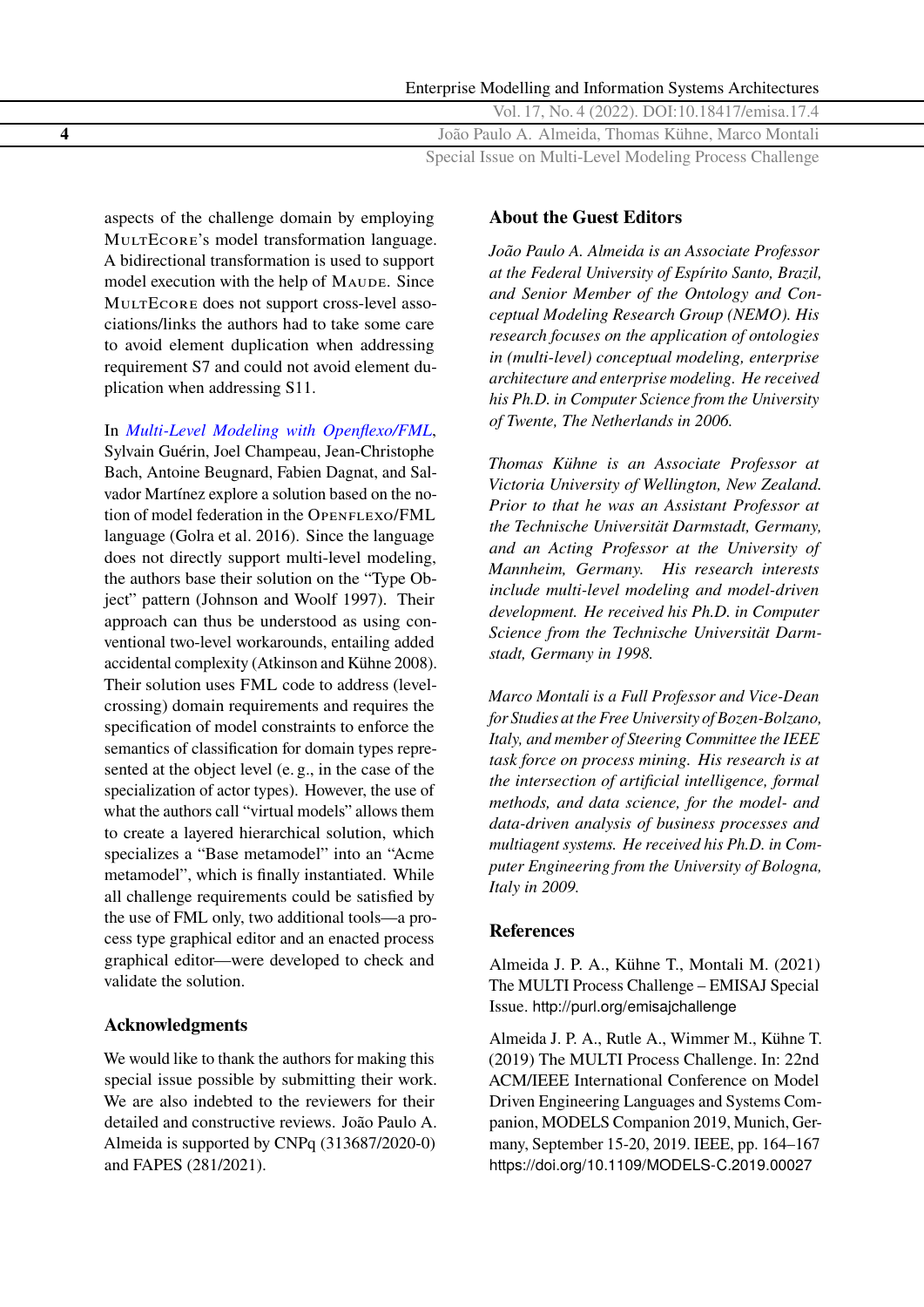aspects of the challenge domain by employing MultEcore's model transformation language. A bidirectional transformation is used to support model execution with the help of Maude. Since MultEcore does not support cross-level associations/links the authors had to take some care to avoid element duplication when addressing requirement S7 and could not avoid element duplication when addressing S11.

In *Multi-Level Modeling with Openflexo/FML*, Sylvain Guérin, Joel Champeau, Jean-Christophe Bach, Antoine Beugnard, Fabien Dagnat, and Salvador Martínez explore a solution based on the notion of model federation in the Openflexo/FML language (Golra et al. 2016). Since the language does not directly support multi-level modeling, the authors base their solution on the "Type Object" pattern (Johnson and Woolf 1997). Their approach can thus be understood as using conventional two-level workarounds, entailing added accidental complexity (Atkinson and Kühne 2008). Their solution uses FML code to address (level-crossing) domain requirements and requires the specification of model constraints to enforce the semantics of classification for domain types represented at the object level (e. g., in the case of the specialization of actor types). However, the use of what the authors call "virtual models" allows them to create a layered hierarchical solution, which specializes a "Base metamodel" into an "Acme metamodel", which is finally instantiated. While all challenge requirements could be satisfied by the use of FML only, two additional tools—a process type graphical editor and an enacted process graphical editor—were developed to check and validate the solution.

## Acknowledgments

We would like to thank the authors for making this special issue possible by submitting their work. We are also indebted to the reviewers for their detailed and constructive reviews. João Paulo A. Almeida is supported by CNPq (313687/2020-0) and FAPES (281/2021).

## About the Guest Editors

*João Paulo A. Almeida is an Associate Professor at the Federal University of Espírito Santo, Brazil, and Senior Member of the Ontology and Conceptual Modeling Research Group (NEMO). His research focuses on the application of ontologies in (multi-level) conceptual modeling, enterprise architecture and enterprise modeling. He received his Ph.D. in Computer Science from the University of Twente, The Netherlands in 2006.*

*Thomas Kühne is an Associate Professor at Victoria University of Wellington, New Zealand. Prior to that he was an Assistant Professor at the Technische Universität Darmstadt, Germany, and an Acting Professor at the University of Mannheim, Germany. His research interests include multi-level modeling and model-driven development. He received his Ph.D. in Computer Science from the Technische Universität Darmstadt, Germany in 1998.*

*Marco Montali is a Full Professor and Vice-Dean for Studies at the Free University of Bozen-Bolzano, Italy, and member of Steering Committee the IEEE task force on process mining. His research is at the intersection of artificial intelligence, formal methods, and data science, for the model- and data-driven analysis of business processes and multiagent systems. He received his Ph.D. in Computer Engineering from the University of Bologna, Italy in 2009.*

## References

Almeida J. P. A., Kühne T., Montali M. (2021) The MULTI Process Challenge – EMISAJ Special Issue. http://purl.org/emisajchallenge

Almeida J. P. A., Rutle A., Wimmer M., Kühne T. (2019) The MULTI Process Challenge. In: 22nd ACM/IEEE International Conference on Model Driven Engineering Languages and Systems Companion, MODELS Companion 2019, Munich, Germany, September 15-20, 2019. IEEE, pp. 164–167 https://doi.org/10.1109/MODELS-C.2019.00027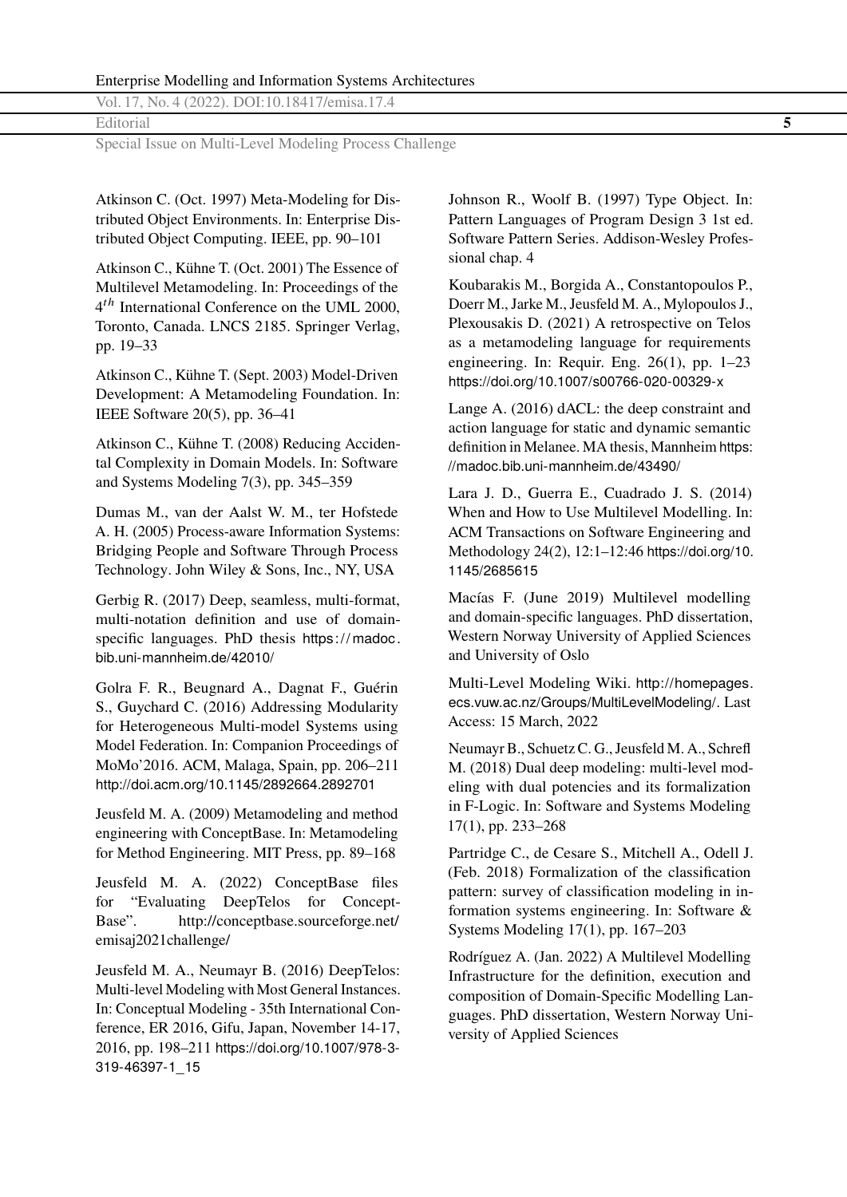Atkinson C. (Oct. 1997) Meta-Modeling for Distributed Object Environments. In: Enterprise Distributed Object Computing. IEEE, pp. 90–101

Atkinson C., Kühne T. (Oct. 2001) The Essence of Multilevel Metamodeling. In: Proceedings of the $4^{th}$ International Conference on the UML 2000, Toronto, Canada. LNCS 2185. Springer Verlag, pp. 19–33

Atkinson C., Kühne T. (Sept. 2003) Model-Driven Development: A Metamodeling Foundation. In: IEEE Software 20(5), pp. 36–41

Atkinson C., Kühne T. (2008) Reducing Accidental Complexity in Domain Models. In: Software and Systems Modeling 7(3), pp. 345–359

Dumas M., van der Aalst W. M., ter Hofstede A. H. (2005) Process-aware Information Systems: Bridging People and Software Through Process Technology. John Wiley & Sons, Inc., NY, USA

Gerbig R. (2017) Deep, seamless, multi-format, multi-notation definition and use of domain-specific languages. PhD thesis https://madoc.bib.uni-mannheim.de/42010/

Golra F. R., Beugnard A., Dagnat F., Guérin S., Guychard C. (2016) Addressing Modularity for Heterogeneous Multi-model Systems using Model Federation. In: Companion Proceedings of MoMo'2016. ACM, Malaga, Spain, pp. 206–211 http://doi.acm.org/10.1145/2892664.2892701

Jeusfeld M. A. (2009) Metamodeling and method engineering with ConceptBase. In: Metamodeling for Method Engineering. MIT Press, pp. 89–168

Jeusfeld M. A. (2022) ConceptBase files for "Evaluating DeepTelos for ConceptBase". http://conceptbase.sourceforge.net/emisaj2021challenge/

Jeusfeld M. A., Neumayr B. (2016) DeepTelos: Multi-level Modeling with Most General Instances. In: Conceptual Modeling - 35th International Conference, ER 2016, Gifu, Japan, November 14-17, 2016, pp. 198–211 https://doi.org/10.1007/978-3-319-46397-1_15

Johnson R., Woolf B. (1997) Type Object. In: Pattern Languages of Program Design 3 1st ed. Software Pattern Series. Addison-Wesley Professional chap. 4

Koubarakis M., Borgida A., Constantopoulos P., Doerr M., Jarke M., Jeusfeld M. A., Mylopoulos J., Plexousakis D. (2021) A retrospective on Telos as a metamodeling language for requirements engineering. In: Requir. Eng. 26(1), pp. 1–23 https://doi.org/10.1007/s00766-020-00329-x

Lange A. (2016) dACL: the deep constraint and action language for static and dynamic semantic definition in Melanee. MA thesis, Mannheim https://madoc.bib.uni-mannheim.de/43490/

Lara J. D., Guerra E., Cuadrado J. S. (2014) When and How to Use Multilevel Modelling. In: ACM Transactions on Software Engineering and Methodology 24(2), 12:1–12:46 https://doi.org/10.1145/2685615

Macías F. (June 2019) Multilevel modelling and domain-specific languages. PhD dissertation, Western Norway University of Applied Sciences and University of Oslo

Multi-Level Modeling Wiki. http://homepages.ecs.vuw.ac.nz/Groups/MultiLevelModeling/. Last Access: 15 March, 2022

Neumayr B., Schuetz C. G., Jeusfeld M. A., Schrefl M. (2018) Dual deep modeling: multi-level modeling with dual potencies and its formalization in F-Logic. In: Software and Systems Modeling 17(1), pp. 233–268

Partridge C., de Cesare S., Mitchell A., Odell J. (Feb. 2018) Formalization of the classification pattern: survey of classification modeling in information systems engineering. In: Software & Systems Modeling 17(1), pp. 167–203

Rodríguez A. (Jan. 2022) A Multilevel Modelling Infrastructure for the definition, execution and composition of Domain-Specific Modelling Languages. PhD dissertation, Western Norway University of Applied Sciences